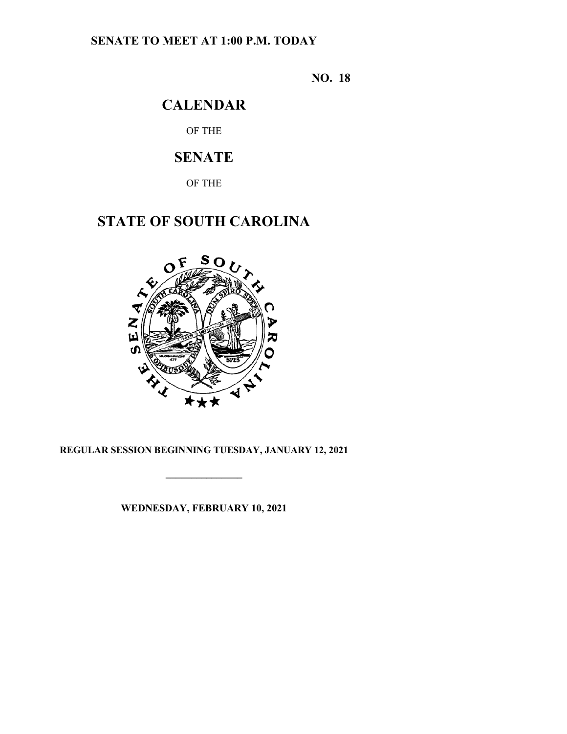**SENATE TO MEET AT 1:00 P.M. TODAY**

**NO. 18**

# CALENDAR

OF THE

# SENATE

OF THE

# STATE OF SOUTH CAROLINA

**REGULAR SESSION BEGINNING TUESDAY, JANUARY 12, 2021**

---

**WEDNESDAY, FEBRUARY 10, 2021**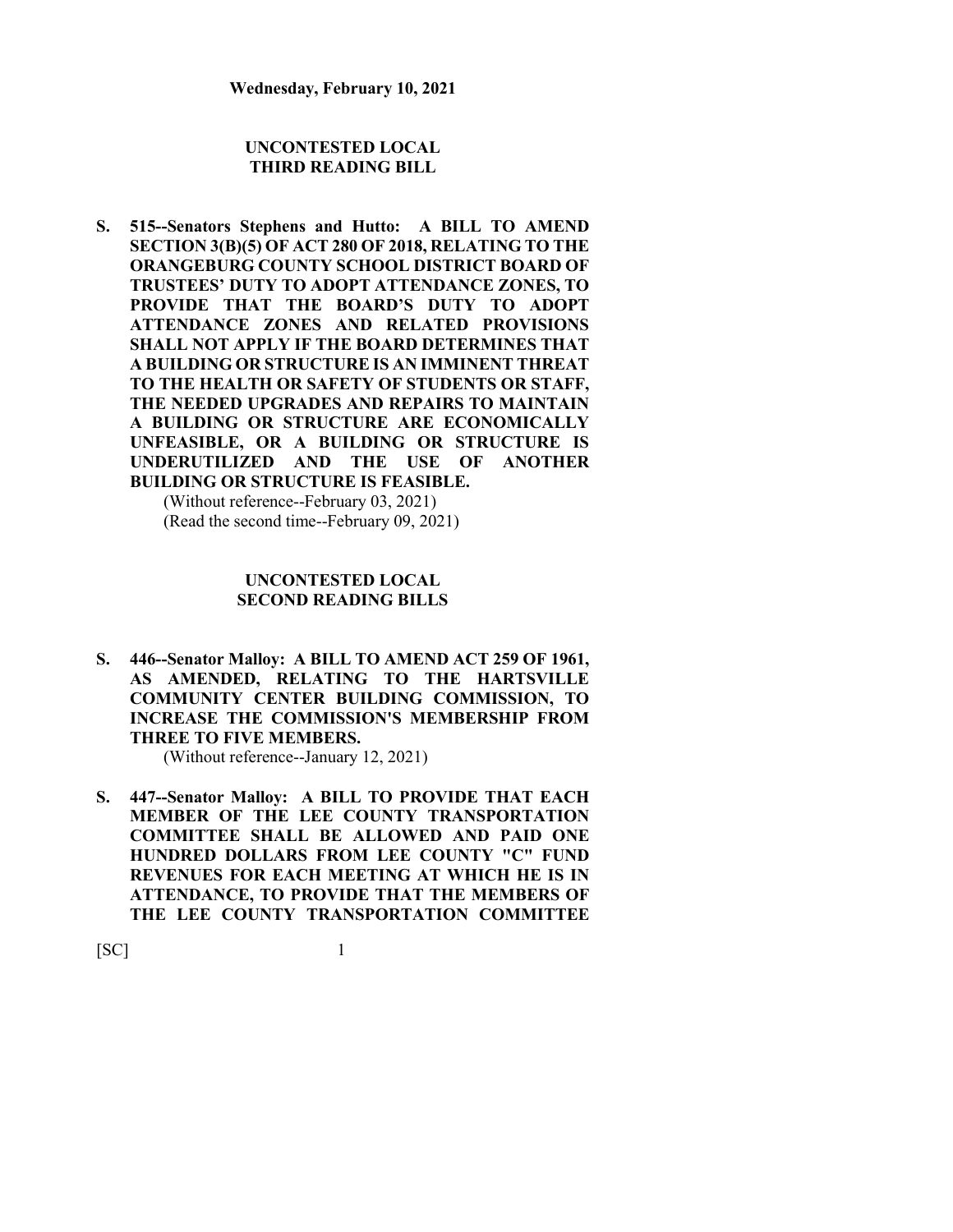**Wednesday, February 10, 2021**

## UNCONTESTED LOCAL THIRD READING BILL

**S. 515--Senators Stephens and Hutto: A BILL TO AMEND SECTION 3(B)(5) OF ACT 280 OF 2018, RELATING TO THE ORANGEBURG COUNTY SCHOOL DISTRICT BOARD OF TRUSTEES' DUTY TO ADOPT ATTENDANCE ZONES, TO PROVIDE THAT THE BOARD'S DUTY TO ADOPT ATTENDANCE ZONES AND RELATED PROVISIONS SHALL NOT APPLY IF THE BOARD DETERMINES THAT A BUILDING OR STRUCTURE IS AN IMMINENT THREAT TO THE HEALTH OR SAFETY OF STUDENTS OR STAFF, THE NEEDED UPGRADES AND REPAIRS TO MAINTAIN A BUILDING OR STRUCTURE ARE ECONOMICALLY UNFEASIBLE, OR A BUILDING OR STRUCTURE IS UNDERUTILIZED AND THE USE OF ANOTHER BUILDING OR STRUCTURE IS FEASIBLE.**

(Without reference--February 03, 2021)
(Read the second time--February 09, 2021)

## UNCONTESTED LOCAL SECOND READING BILLS

**S. 446--Senator Malloy: A BILL TO AMEND ACT 259 OF 1961, AS AMENDED, RELATING TO THE HARTSVILLE COMMUNITY CENTER BUILDING COMMISSION, TO INCREASE THE COMMISSION'S MEMBERSHIP FROM THREE TO FIVE MEMBERS.**

(Without reference--January 12, 2021)

**S. 447--Senator Malloy: A BILL TO PROVIDE THAT EACH MEMBER OF THE LEE COUNTY TRANSPORTATION COMMITTEE SHALL BE ALLOWED AND PAID ONE HUNDRED DOLLARS FROM LEE COUNTY "C" FUND REVENUES FOR EACH MEETING AT WHICH HE IS IN ATTENDANCE, TO PROVIDE THAT THE MEMBERS OF THE LEE COUNTY TRANSPORTATION COMMITTEE**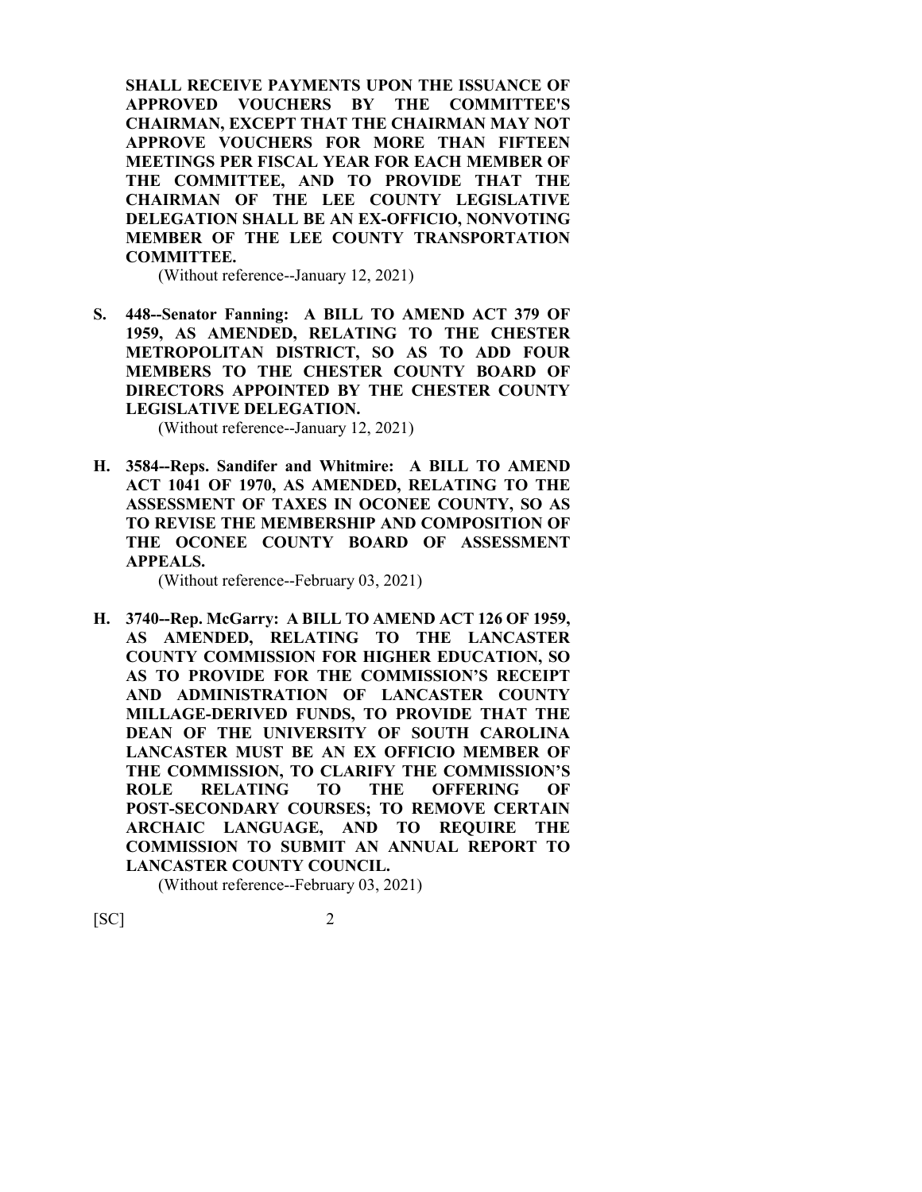**SHALL RECEIVE PAYMENTS UPON THE ISSUANCE OF APPROVED VOUCHERS BY THE COMMITTEE'S CHAIRMAN, EXCEPT THAT THE CHAIRMAN MAY NOT APPROVE VOUCHERS FOR MORE THAN FIFTEEN MEETINGS PER FISCAL YEAR FOR EACH MEMBER OF THE COMMITTEE, AND TO PROVIDE THAT THE CHAIRMAN OF THE LEE COUNTY LEGISLATIVE DELEGATION SHALL BE AN EX-OFFICIO, NONVOTING MEMBER OF THE LEE COUNTY TRANSPORTATION COMMITTEE.**

(Without reference--January 12, 2021)

**S. 448--Senator Fanning: A BILL TO AMEND ACT 379 OF 1959, AS AMENDED, RELATING TO THE CHESTER METROPOLITAN DISTRICT, SO AS TO ADD FOUR MEMBERS TO THE CHESTER COUNTY BOARD OF DIRECTORS APPOINTED BY THE CHESTER COUNTY LEGISLATIVE DELEGATION.**

(Without reference--January 12, 2021)

**H. 3584--Reps. Sandifer and Whitmire: A BILL TO AMEND ACT 1041 OF 1970, AS AMENDED, RELATING TO THE ASSESSMENT OF TAXES IN OCONEE COUNTY, SO AS TO REVISE THE MEMBERSHIP AND COMPOSITION OF THE OCONEE COUNTY BOARD OF ASSESSMENT APPEALS.**

(Without reference--February 03, 2021)

**H. 3740--Rep. McGarry: A BILL TO AMEND ACT 126 OF 1959, AS AMENDED, RELATING TO THE LANCASTER COUNTY COMMISSION FOR HIGHER EDUCATION, SO AS TO PROVIDE FOR THE COMMISSION'S RECEIPT AND ADMINISTRATION OF LANCASTER COUNTY MILLAGE-DERIVED FUNDS, TO PROVIDE THAT THE DEAN OF THE UNIVERSITY OF SOUTH CAROLINA LANCASTER MUST BE AN EX OFFICIO MEMBER OF THE COMMISSION, TO CLARIFY THE COMMISSION'S ROLE RELATING TO THE OFFERING OF POST-SECONDARY COURSES; TO REMOVE CERTAIN ARCHAIC LANGUAGE, AND TO REQUIRE THE COMMISSION TO SUBMIT AN ANNUAL REPORT TO LANCASTER COUNTY COUNCIL.**

(Without reference--February 03, 2021)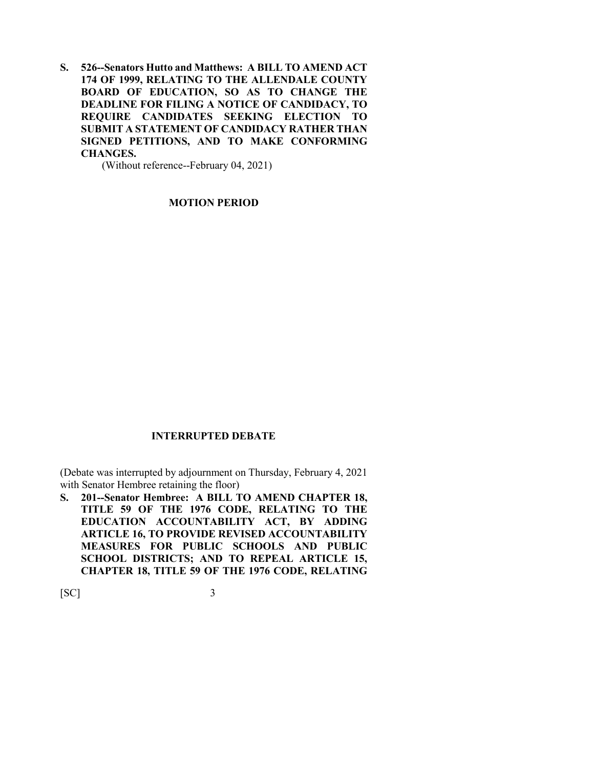**S. 526--Senators Hutto and Matthews: A BILL TO AMEND ACT 174 OF 1999, RELATING TO THE ALLENDALE COUNTY BOARD OF EDUCATION, SO AS TO CHANGE THE DEADLINE FOR FILING A NOTICE OF CANDIDACY, TO REQUIRE CANDIDATES SEEKING ELECTION TO SUBMIT A STATEMENT OF CANDIDACY RATHER THAN SIGNED PETITIONS, AND TO MAKE CONFORMING CHANGES.**

(Without reference--February 04, 2021)

## MOTION PERIOD

## INTERRUPTED DEBATE

(Debate was interrupted by adjournment on Thursday, February 4, 2021 with Senator Hembree retaining the floor)

**S. 201--Senator Hembree: A BILL TO AMEND CHAPTER 18, TITLE 59 OF THE 1976 CODE, RELATING TO THE EDUCATION ACCOUNTABILITY ACT, BY ADDING ARTICLE 16, TO PROVIDE REVISED ACCOUNTABILITY MEASURES FOR PUBLIC SCHOOLS AND PUBLIC SCHOOL DISTRICTS; AND TO REPEAL ARTICLE 15, CHAPTER 18, TITLE 59 OF THE 1976 CODE, RELATING**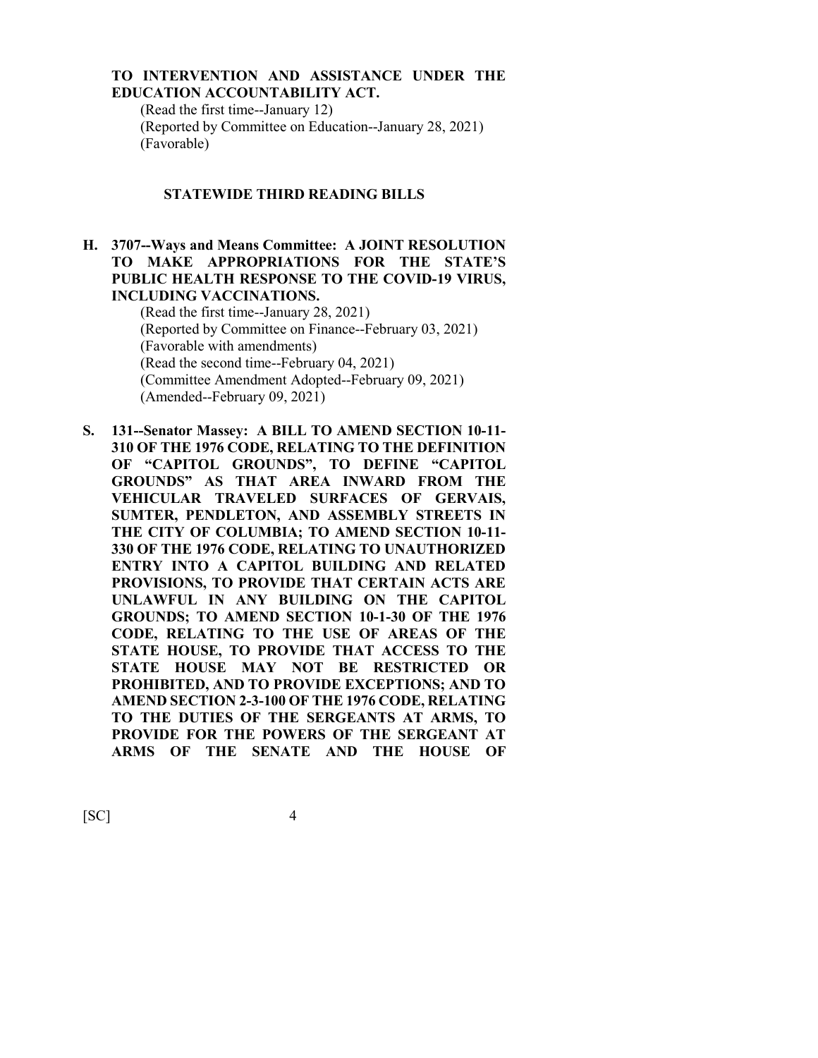**TO INTERVENTION AND ASSISTANCE UNDER THE EDUCATION ACCOUNTABILITY ACT.**

(Read the first time--January 12)
(Reported by Committee on Education--January 28, 2021)
(Favorable)

### STATEWIDE THIRD READING BILLS

**H. 3707--Ways and Means Committee: A JOINT RESOLUTION TO MAKE APPROPRIATIONS FOR THE STATE'S PUBLIC HEALTH RESPONSE TO THE COVID-19 VIRUS, INCLUDING VACCINATIONS.**

(Read the first time--January 28, 2021)
(Reported by Committee on Finance--February 03, 2021)
(Favorable with amendments)
(Read the second time--February 04, 2021)
(Committee Amendment Adopted--February 09, 2021)
(Amended--February 09, 2021)

**S. 131--Senator Massey: A BILL TO AMEND SECTION 10-11-310 OF THE 1976 CODE, RELATING TO THE DEFINITION OF "CAPITOL GROUNDS", TO DEFINE "CAPITOL GROUNDS" AS THAT AREA INWARD FROM THE VEHICULAR TRAVELED SURFACES OF GERVAIS, SUMTER, PENDLETON, AND ASSEMBLY STREETS IN THE CITY OF COLUMBIA; TO AMEND SECTION 10-11-330 OF THE 1976 CODE, RELATING TO UNAUTHORIZED ENTRY INTO A CAPITOL BUILDING AND RELATED PROVISIONS, TO PROVIDE THAT CERTAIN ACTS ARE UNLAWFUL IN ANY BUILDING ON THE CAPITOL GROUNDS; TO AMEND SECTION 10-1-30 OF THE 1976 CODE, RELATING TO THE USE OF AREAS OF THE STATE HOUSE, TO PROVIDE THAT ACCESS TO THE STATE HOUSE MAY NOT BE RESTRICTED OR PROHIBITED, AND TO PROVIDE EXCEPTIONS; AND TO AMEND SECTION 2-3-100 OF THE 1976 CODE, RELATING TO THE DUTIES OF THE SERGEANTS AT ARMS, TO PROVIDE FOR THE POWERS OF THE SERGEANT AT ARMS OF THE SENATE AND THE HOUSE OF**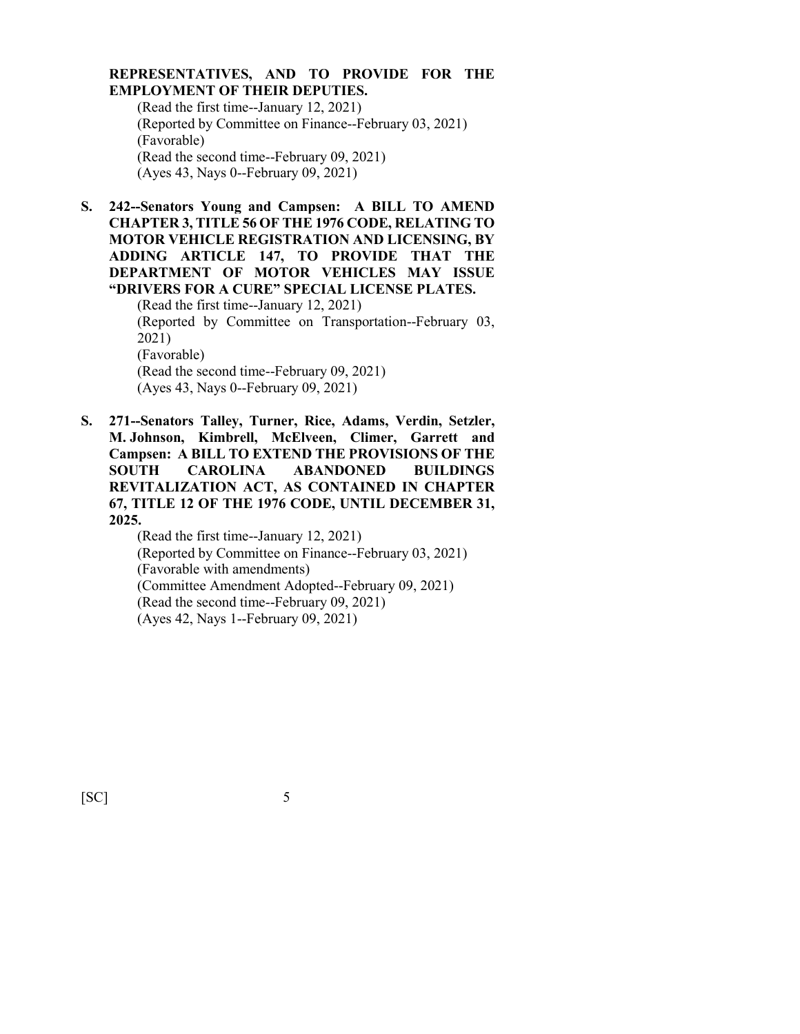**REPRESENTATIVES, AND TO PROVIDE FOR THE EMPLOYMENT OF THEIR DEPUTIES.**

(Read the first time--January 12, 2021)
(Reported by Committee on Finance--February 03, 2021)
(Favorable)
(Read the second time--February 09, 2021)
(Ayes 43, Nays 0--February 09, 2021)

**S. 242--Senators Young and Campsen: A BILL TO AMEND CHAPTER 3, TITLE 56 OF THE 1976 CODE, RELATING TO MOTOR VEHICLE REGISTRATION AND LICENSING, BY ADDING ARTICLE 147, TO PROVIDE THAT THE DEPARTMENT OF MOTOR VEHICLES MAY ISSUE "DRIVERS FOR A CURE" SPECIAL LICENSE PLATES.**

(Read the first time--January 12, 2021)
(Reported by Committee on Transportation--February 03, 2021)
(Favorable)
(Read the second time--February 09, 2021)
(Ayes 43, Nays 0--February 09, 2021)

**S. 271--Senators Talley, Turner, Rice, Adams, Verdin, Setzler, M. Johnson, Kimbrell, McElveen, Climer, Garrett and Campsen: A BILL TO EXTEND THE PROVISIONS OF THE SOUTH CAROLINA ABANDONED BUILDINGS REVITALIZATION ACT, AS CONTAINED IN CHAPTER 67, TITLE 12 OF THE 1976 CODE, UNTIL DECEMBER 31, 2025.**

(Read the first time--January 12, 2021)
(Reported by Committee on Finance--February 03, 2021)
(Favorable with amendments)
(Committee Amendment Adopted--February 09, 2021)
(Read the second time--February 09, 2021)
(Ayes 42, Nays 1--February 09, 2021)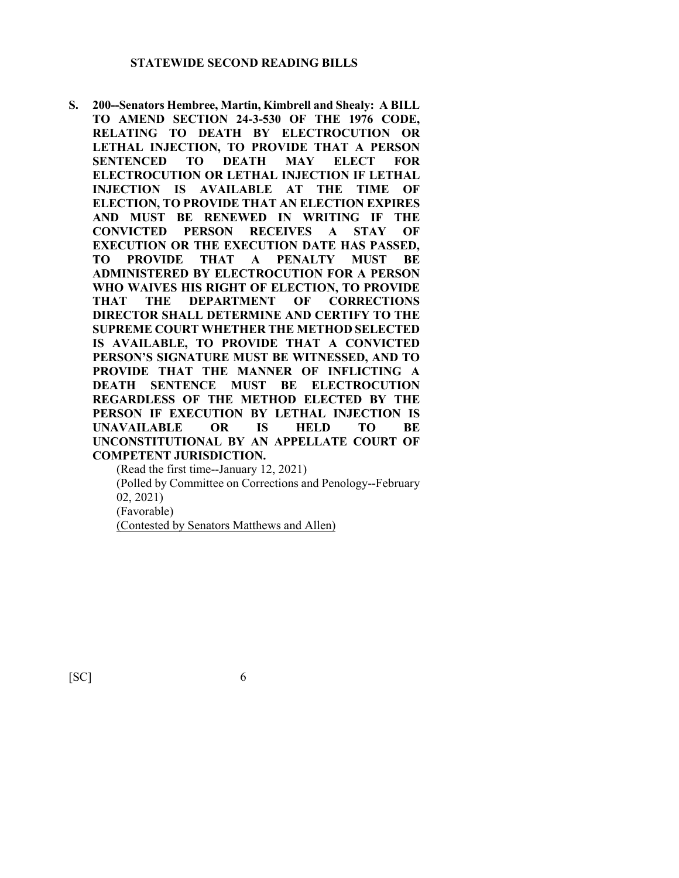## STATEWIDE SECOND READING BILLS

**S. 200--Senators Hembree, Martin, Kimbrell and Shealy: A BILL TO AMEND SECTION 24-3-530 OF THE 1976 CODE, RELATING TO DEATH BY ELECTROCUTION OR LETHAL INJECTION, TO PROVIDE THAT A PERSON SENTENCED TO DEATH MAY ELECT FOR ELECTROCUTION OR LETHAL INJECTION IF LETHAL INJECTION IS AVAILABLE AT THE TIME OF ELECTION, TO PROVIDE THAT AN ELECTION EXPIRES AND MUST BE RENEWED IN WRITING IF THE CONVICTED PERSON RECEIVES A STAY OF EXECUTION OR THE EXECUTION DATE HAS PASSED, TO PROVIDE THAT A PENALTY MUST BE ADMINISTERED BY ELECTROCUTION FOR A PERSON WHO WAIVES HIS RIGHT OF ELECTION, TO PROVIDE THAT THE DEPARTMENT OF CORRECTIONS DIRECTOR SHALL DETERMINE AND CERTIFY TO THE SUPREME COURT WHETHER THE METHOD SELECTED IS AVAILABLE, TO PROVIDE THAT A CONVICTED PERSON'S SIGNATURE MUST BE WITNESSED, AND TO PROVIDE THAT THE MANNER OF INFLICTING A DEATH SENTENCE MUST BE ELECTROCUTION REGARDLESS OF THE METHOD ELECTED BY THE PERSON IF EXECUTION BY LETHAL INJECTION IS UNAVAILABLE OR IS HELD TO BE UNCONSTITUTIONAL BY AN APPELLATE COURT OF COMPETENT JURISDICTION.**

(Read the first time--January 12, 2021)
(Polled by Committee on Corrections and Penology--February 02, 2021)
(Favorable)
(Contested by Senators Matthews and Allen)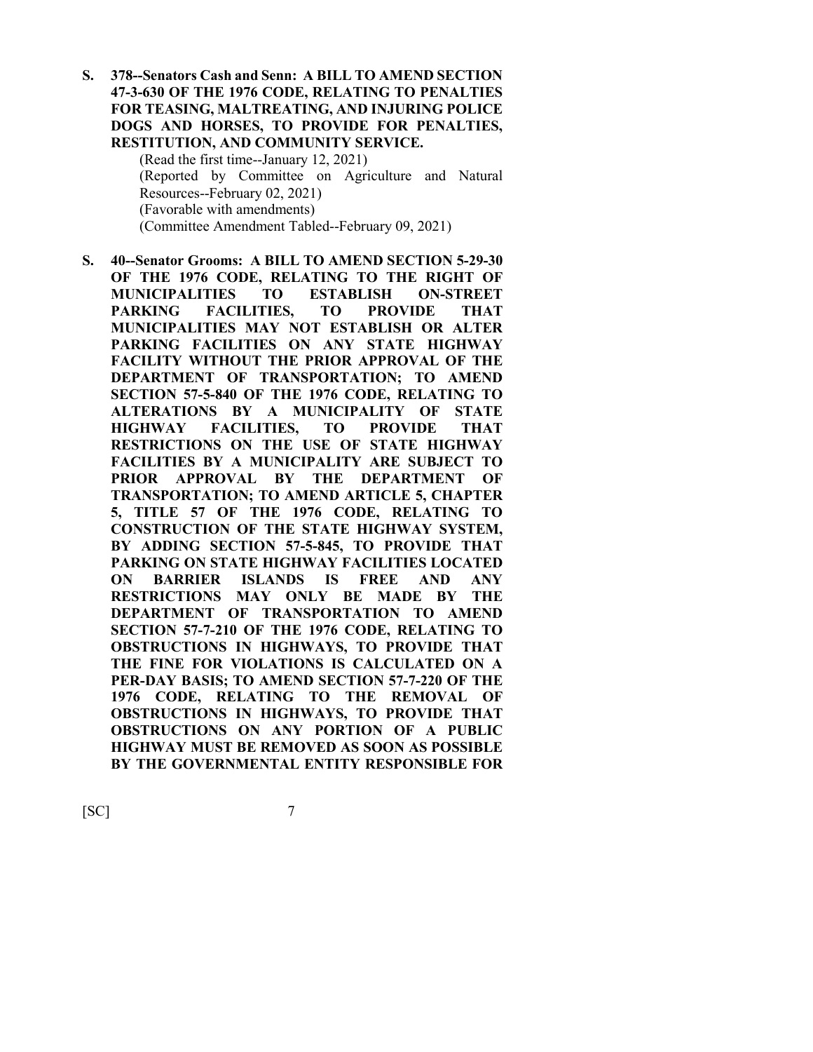**S. 378--Senators Cash and Senn: A BILL TO AMEND SECTION 47-3-630 OF THE 1976 CODE, RELATING TO PENALTIES FOR TEASING, MALTREATING, AND INJURING POLICE DOGS AND HORSES, TO PROVIDE FOR PENALTIES, RESTITUTION, AND COMMUNITY SERVICE.**

(Read the first time--January 12, 2021)
(Reported by Committee on Agriculture and Natural Resources--February 02, 2021)
(Favorable with amendments)
(Committee Amendment Tabled--February 09, 2021)

**S. 40--Senator Grooms: A BILL TO AMEND SECTION 5-29-30 OF THE 1976 CODE, RELATING TO THE RIGHT OF MUNICIPALITIES TO ESTABLISH ON-STREET PARKING FACILITIES, TO PROVIDE THAT MUNICIPALITIES MAY NOT ESTABLISH OR ALTER PARKING FACILITIES ON ANY STATE HIGHWAY FACILITY WITHOUT THE PRIOR APPROVAL OF THE DEPARTMENT OF TRANSPORTATION; TO AMEND SECTION 57-5-840 OF THE 1976 CODE, RELATING TO ALTERATIONS BY A MUNICIPALITY OF STATE HIGHWAY FACILITIES, TO PROVIDE THAT RESTRICTIONS ON THE USE OF STATE HIGHWAY FACILITIES BY A MUNICIPALITY ARE SUBJECT TO PRIOR APPROVAL BY THE DEPARTMENT OF TRANSPORTATION; TO AMEND ARTICLE 5, CHAPTER 5, TITLE 57 OF THE 1976 CODE, RELATING TO CONSTRUCTION OF THE STATE HIGHWAY SYSTEM, BY ADDING SECTION 57-5-845, TO PROVIDE THAT PARKING ON STATE HIGHWAY FACILITIES LOCATED ON BARRIER ISLANDS IS FREE AND ANY RESTRICTIONS MAY ONLY BE MADE BY THE DEPARTMENT OF TRANSPORTATION TO AMEND SECTION 57-7-210 OF THE 1976 CODE, RELATING TO OBSTRUCTIONS IN HIGHWAYS, TO PROVIDE THAT THE FINE FOR VIOLATIONS IS CALCULATED ON A PER-DAY BASIS; TO AMEND SECTION 57-7-220 OF THE 1976 CODE, RELATING TO THE REMOVAL OF OBSTRUCTIONS IN HIGHWAYS, TO PROVIDE THAT OBSTRUCTIONS ON ANY PORTION OF A PUBLIC HIGHWAY MUST BE REMOVED AS SOON AS POSSIBLE BY THE GOVERNMENTAL ENTITY RESPONSIBLE FOR**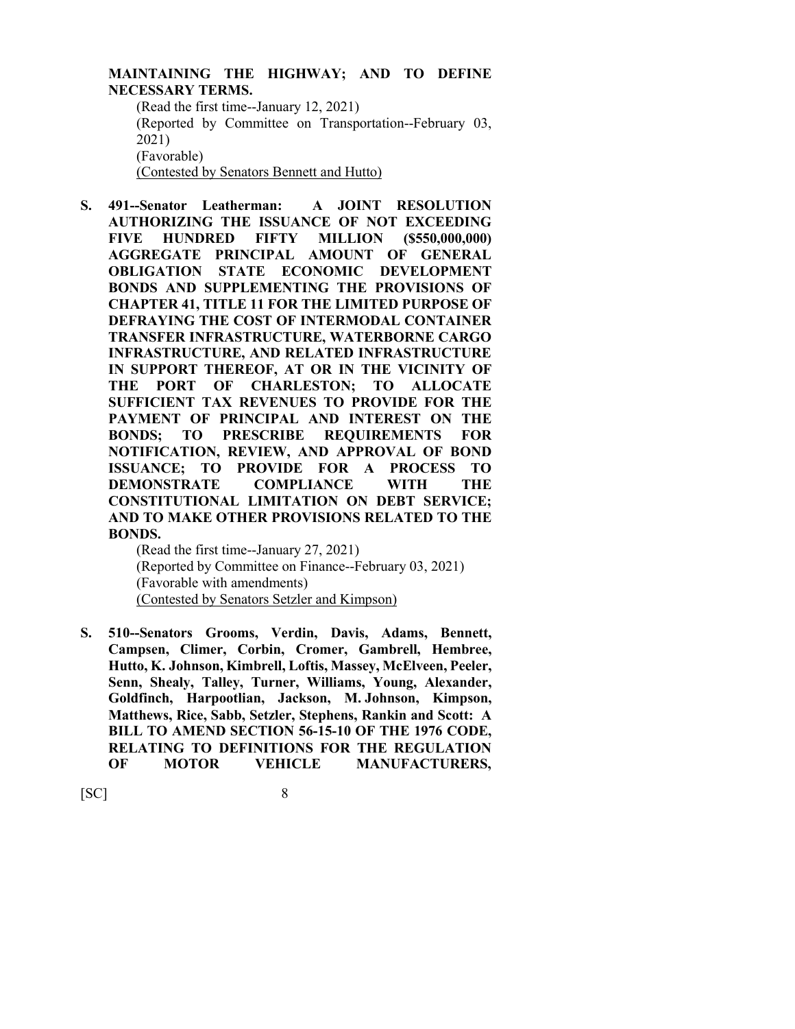**MAINTAINING THE HIGHWAY; AND TO DEFINE NECESSARY TERMS.**

(Read the first time--January 12, 2021)
(Reported by Committee on Transportation--February 03, 2021)
(Favorable)
(Contested by Senators Bennett and Hutto)

**S. 491--Senator Leatherman: A JOINT RESOLUTION AUTHORIZING THE ISSUANCE OF NOT EXCEEDING FIVE HUNDRED FIFTY MILLION ($550,000,000) AGGREGATE PRINCIPAL AMOUNT OF GENERAL OBLIGATION STATE ECONOMIC DEVELOPMENT BONDS AND SUPPLEMENTING THE PROVISIONS OF CHAPTER 41, TITLE 11 FOR THE LIMITED PURPOSE OF DEFRAYING THE COST OF INTERMODAL CONTAINER TRANSFER INFRASTRUCTURE, WATERBORNE CARGO INFRASTRUCTURE, AND RELATED INFRASTRUCTURE IN SUPPORT THEREOF, AT OR IN THE VICINITY OF THE PORT OF CHARLESTON; TO ALLOCATE SUFFICIENT TAX REVENUES TO PROVIDE FOR THE PAYMENT OF PRINCIPAL AND INTEREST ON THE BONDS; TO PRESCRIBE REQUIREMENTS FOR NOTIFICATION, REVIEW, AND APPROVAL OF BOND ISSUANCE; TO PROVIDE FOR A PROCESS TO DEMONSTRATE COMPLIANCE WITH THE CONSTITUTIONAL LIMITATION ON DEBT SERVICE; AND TO MAKE OTHER PROVISIONS RELATED TO THE BONDS.**

(Read the first time--January 27, 2021)
(Reported by Committee on Finance--February 03, 2021)
(Favorable with amendments)
(Contested by Senators Setzler and Kimpson)

**S. 510--Senators Grooms, Verdin, Davis, Adams, Bennett, Campsen, Climer, Corbin, Cromer, Gambrell, Hembree, Hutto, K. Johnson, Kimbrell, Loftis, Massey, McElveen, Peeler, Senn, Shealy, Talley, Turner, Williams, Young, Alexander, Goldfinch, Harpootlian, Jackson, M. Johnson, Kimpson, Matthews, Rice, Sabb, Setzler, Stephens, Rankin and Scott: A BILL TO AMEND SECTION 56-15-10 OF THE 1976 CODE, RELATING TO DEFINITIONS FOR THE REGULATION OF MOTOR VEHICLE MANUFACTURERS,**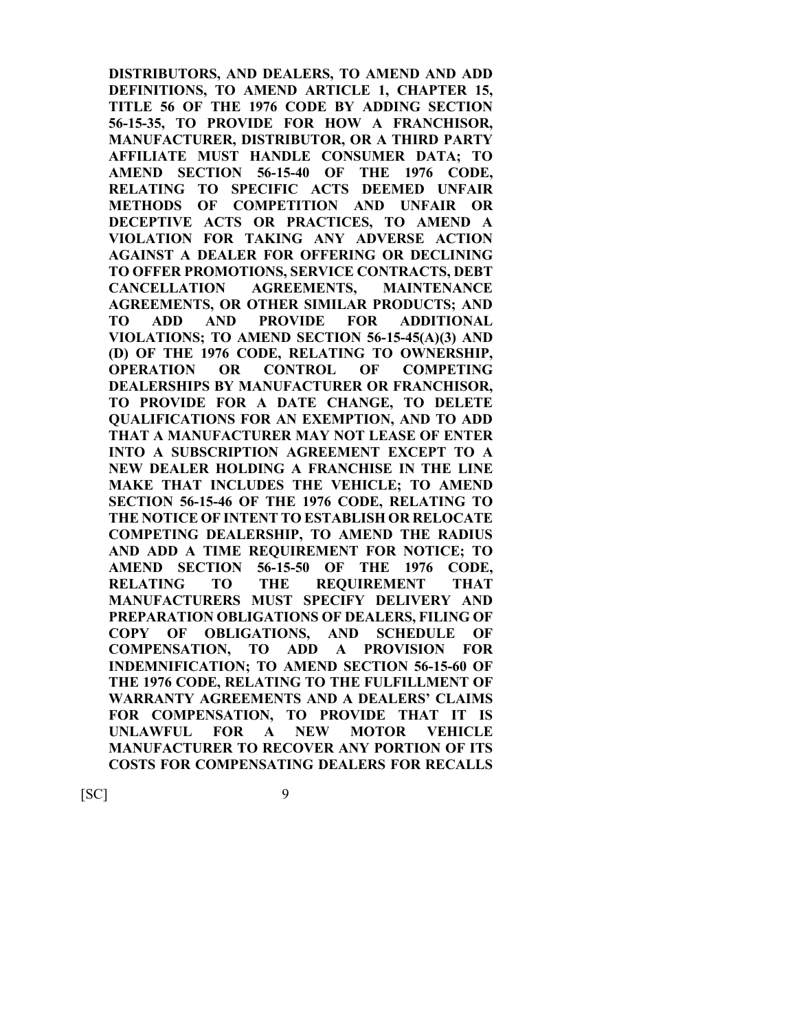**DISTRIBUTORS, AND DEALERS, TO AMEND AND ADD DEFINITIONS, TO AMEND ARTICLE 1, CHAPTER 15, TITLE 56 OF THE 1976 CODE BY ADDING SECTION 56-15-35, TO PROVIDE FOR HOW A FRANCHISOR, MANUFACTURER, DISTRIBUTOR, OR A THIRD PARTY AFFILIATE MUST HANDLE CONSUMER DATA; TO AMEND SECTION 56-15-40 OF THE 1976 CODE, RELATING TO SPECIFIC ACTS DEEMED UNFAIR METHODS OF COMPETITION AND UNFAIR OR DECEPTIVE ACTS OR PRACTICES, TO AMEND A VIOLATION FOR TAKING ANY ADVERSE ACTION AGAINST A DEALER FOR OFFERING OR DECLINING TO OFFER PROMOTIONS, SERVICE CONTRACTS, DEBT CANCELLATION AGREEMENTS, MAINTENANCE AGREEMENTS, OR OTHER SIMILAR PRODUCTS; AND TO ADD AND PROVIDE FOR ADDITIONAL VIOLATIONS; TO AMEND SECTION 56-15-45(A)(3) AND (D) OF THE 1976 CODE, RELATING TO OWNERSHIP, OPERATION OR CONTROL OF COMPETING DEALERSHIPS BY MANUFACTURER OR FRANCHISOR, TO PROVIDE FOR A DATE CHANGE, TO DELETE QUALIFICATIONS FOR AN EXEMPTION, AND TO ADD THAT A MANUFACTURER MAY NOT LEASE OF ENTER INTO A SUBSCRIPTION AGREEMENT EXCEPT TO A NEW DEALER HOLDING A FRANCHISE IN THE LINE MAKE THAT INCLUDES THE VEHICLE; TO AMEND SECTION 56-15-46 OF THE 1976 CODE, RELATING TO THE NOTICE OF INTENT TO ESTABLISH OR RELOCATE COMPETING DEALERSHIP, TO AMEND THE RADIUS AND ADD A TIME REQUIREMENT FOR NOTICE; TO AMEND SECTION 56-15-50 OF THE 1976 CODE, RELATING TO THE REQUIREMENT THAT MANUFACTURERS MUST SPECIFY DELIVERY AND PREPARATION OBLIGATIONS OF DEALERS, FILING OF COPY OF OBLIGATIONS, AND SCHEDULE OF COMPENSATION, TO ADD A PROVISION FOR INDEMNIFICATION; TO AMEND SECTION 56-15-60 OF THE 1976 CODE, RELATING TO THE FULFILLMENT OF WARRANTY AGREEMENTS AND A DEALERS' CLAIMS FOR COMPENSATION, TO PROVIDE THAT IT IS UNLAWFUL FOR A NEW MOTOR VEHICLE MANUFACTURER TO RECOVER ANY PORTION OF ITS COSTS FOR COMPENSATING DEALERS FOR RECALLS**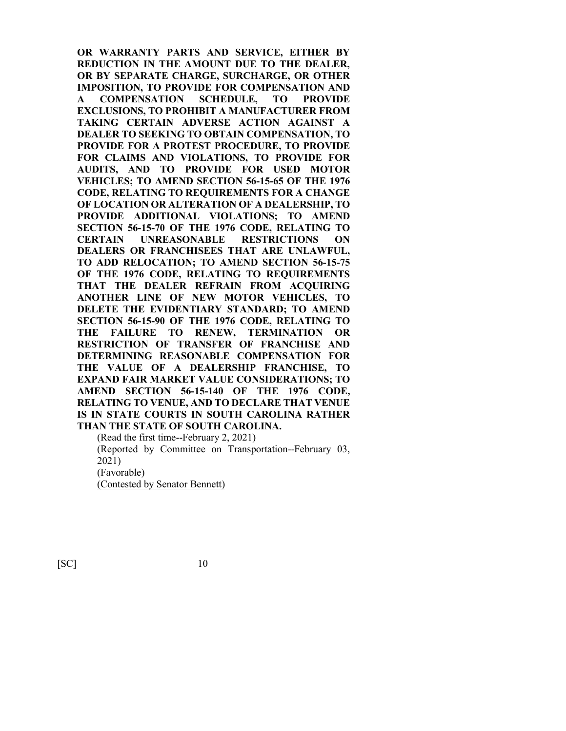**OR WARRANTY PARTS AND SERVICE, EITHER BY REDUCTION IN THE AMOUNT DUE TO THE DEALER, OR BY SEPARATE CHARGE, SURCHARGE, OR OTHER IMPOSITION, TO PROVIDE FOR COMPENSATION AND A COMPENSATION SCHEDULE, TO PROVIDE EXCLUSIONS, TO PROHIBIT A MANUFACTURER FROM TAKING CERTAIN ADVERSE ACTION AGAINST A DEALER TO SEEKING TO OBTAIN COMPENSATION, TO PROVIDE FOR A PROTEST PROCEDURE, TO PROVIDE FOR CLAIMS AND VIOLATIONS, TO PROVIDE FOR AUDITS, AND TO PROVIDE FOR USED MOTOR VEHICLES; TO AMEND SECTION 56-15-65 OF THE 1976 CODE, RELATING TO REQUIREMENTS FOR A CHANGE OF LOCATION OR ALTERATION OF A DEALERSHIP, TO PROVIDE ADDITIONAL VIOLATIONS; TO AMEND SECTION 56-15-70 OF THE 1976 CODE, RELATING TO CERTAIN UNREASONABLE RESTRICTIONS ON DEALERS OR FRANCHISEES THAT ARE UNLAWFUL, TO ADD RELOCATION; TO AMEND SECTION 56-15-75 OF THE 1976 CODE, RELATING TO REQUIREMENTS THAT THE DEALER REFRAIN FROM ACQUIRING ANOTHER LINE OF NEW MOTOR VEHICLES, TO DELETE THE EVIDENTIARY STANDARD; TO AMEND SECTION 56-15-90 OF THE 1976 CODE, RELATING TO THE FAILURE TO RENEW, TERMINATION OR RESTRICTION OF TRANSFER OF FRANCHISE AND DETERMINING REASONABLE COMPENSATION FOR THE VALUE OF A DEALERSHIP FRANCHISE, TO EXPAND FAIR MARKET VALUE CONSIDERATIONS; TO AMEND SECTION 56-15-140 OF THE 1976 CODE, RELATING TO VENUE, AND TO DECLARE THAT VENUE IS IN STATE COURTS IN SOUTH CAROLINA RATHER THAN THE STATE OF SOUTH CAROLINA.**

(Read the first time--February 2, 2021)
(Reported by Committee on Transportation--February 03, 2021)
(Favorable)
(Contested by Senator Bennett)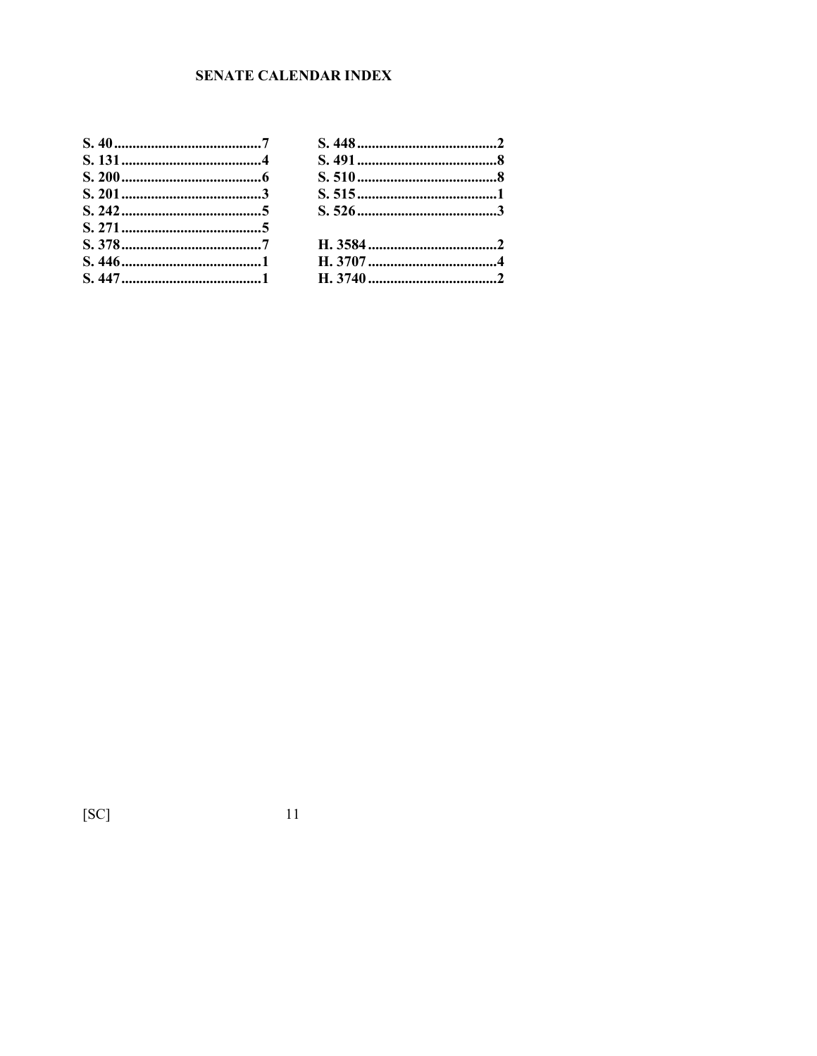**SENATE CALENDAR INDEX**

| | | | |
|---|---|---|---|
| S. 40 | 7 | S. 448 | 2 |
| S. 131 | 4 | S. 491 | 8 |
| S. 200 | 6 | S. 510 | 8 |
| S. 201 | 3 | S. 515 | 1 |
| S. 242 | 5 | S. 526 | 3 |
| S. 271 | 5 | | |
| S. 378 | 7 | H. 3584 | 2 |
| S. 446 | 1 | H. 3707 | 4 |
| S. 447 | 1 | H. 3740 | 2 |